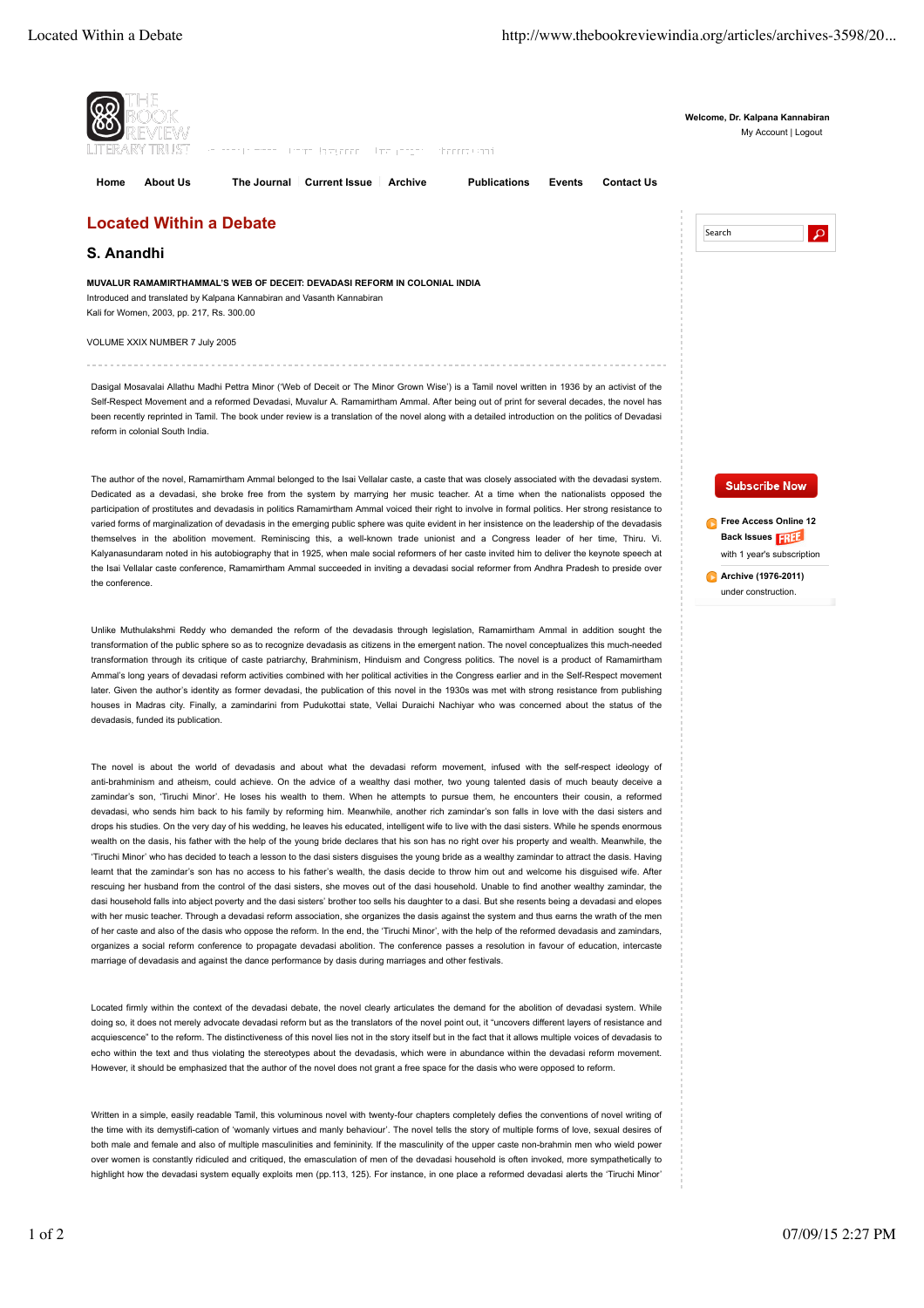# Located Within a Debate

## S. Anandhi

**MUVALUR RAMAMIRTHAMMAL'S WEB OF DECEIT: DEVADASI REFORM IN COLONIAL INDIA**
Introduced and translated by Kalpana Kannabiran and Vasanth Kannabiran
Kali for Women, 2003, pp. 217, Rs. 300.00

VOLUME XXIX NUMBER 7 July 2005

---

Dasigal Mosavalai Allathu Madhi Pettra Minor ('Web of Deceit or The Minor Grown Wise') is a Tamil novel written in 1936 by an activist of the Self-Respect Movement and a reformed Devadasi, Muvalur A. Ramamirtham Ammal. After being out of print for several decades, the novel has been recently reprinted in Tamil. The book under review is a translation of the novel along with a detailed introduction on the politics of Devadasi reform in colonial South India.

The author of the novel, Ramamirtham Ammal belonged to the Isai Vellalar caste, a caste that was closely associated with the devadasi system. Dedicated as a devadasi, she broke free from the system by marrying her music teacher. At a time when the nationalists opposed the participation of prostitutes and devadasis in politics Ramamirtham Ammal voiced their right to involve in formal politics. Her strong resistance to varied forms of marginalization of devadasis in the emerging public sphere was quite evident in her insistence on the leadership of the devadasis themselves in the abolition movement. Reminiscing this, a well-known trade unionist and a Congress leader of her time, Thiru. Vi. Kalyanasundaram noted in his autobiography that in 1925, when male social reformers of her caste invited him to deliver the keynote speech at the Isai Vellalar caste conference, Ramamirtham Ammal succeeded in inviting a devadasi social reformer from Andhra Pradesh to preside over the conference.

Unlike Muthulakshmi Reddy who demanded the reform of the devadasis through legislation, Ramamirtham Ammal in addition sought the transformation of the public sphere so as to recognize devadasis as citizens in the emergent nation. The novel conceptualizes this much-needed transformation through its critique of caste patriarchy, Brahminism, Hinduism and Congress politics. The novel is a product of Ramamirtham Ammal's long years of devadasi reform activities combined with her political activities in the Congress earlier and in the Self-Respect movement later. Given the author's identity as former devadasi, the publication of this novel in the 1930s was met with strong resistance from publishing houses in Madras city. Finally, a zamindarini from Pudukottai state, Vellai Duraichi Nachiyar who was concerned about the status of the devadasis, funded its publication.

The novel is about the world of devadasis and about what the devadasi reform movement, infused with the self-respect ideology of anti-brahminism and atheism, could achieve. On the advice of a wealthy dasi mother, two young talented dasis of much beauty deceive a zamindar's son, 'Tiruchi Minor'. He loses his wealth to them. When he attempts to pursue them, he encounters their cousin, a reformed devadasi, who sends him back to his family by reforming him. Meanwhile, another rich zamindar's son falls in love with the dasi sisters and drops his studies. On the very day of his wedding, he leaves his educated, intelligent wife to live with the dasi sisters. While he spends enormous wealth on the dasis, his father with the help of the young bride declares that his son has no right over his property and wealth. Meanwhile, the 'Tiruchi Minor' who has decided to teach a lesson to the dasi sisters disguises the young bride as a wealthy zamindar to attract the dasis. Having learnt that the zamindar's son has no access to his father's wealth, the dasis decide to throw him out and welcome his disguised wife. After rescuing her husband from the control of the dasi sisters, she moves out of the dasi household. Unable to find another wealthy zamindar, the dasi household falls into abject poverty and the dasi sisters' brother too sells his daughter to a dasi. But she resents being a devadasi and elopes with her music teacher. Through a devadasi reform association, she organizes the dasis against the system and thus earns the wrath of the men of her caste and also of the dasis who oppose the reform. In the end, the 'Tiruchi Minor', with the help of the reformed devadasis and zamindars, organizes a social reform conference to propagate devadasi abolition. The conference passes a resolution in favour of education, intercaste marriage of devadasis and against the dance performance by dasis during marriages and other festivals.

Located firmly within the context of the devadasi debate, the novel clearly articulates the demand for the abolition of devadasi system. While doing so, it does not merely advocate devadasi reform but as the translators of the novel point out, it "uncovers different layers of resistance and acquiescence" to the reform. The distinctiveness of this novel lies not in the story itself but in the fact that it allows multiple voices of devadasis to echo within the text and thus violating the stereotypes about the devadasis, which were in abundance within the devadasi reform movement. However, it should be emphasized that the author of the novel does not grant a free space for the dasis who were opposed to reform.

Written in a simple, easily readable Tamil, this voluminous novel with twenty-four chapters completely defies the conventions of novel writing of the time with its demystifi-cation of 'womanly virtues and manly behaviour'. The novel tells the story of multiple forms of love, sexual desires of both male and female and also of multiple masculinities and femininity. If the masculinity of the upper caste non-brahmin men who wield power over women is constantly ridiculed and critiqued, the emasculation of men of the devadasi household is often invoked, more sympathetically to highlight how the devadasi system equally exploits men (pp.113, 125). For instance, in one place a reformed devadasi alerts the 'Tiruchi Minor'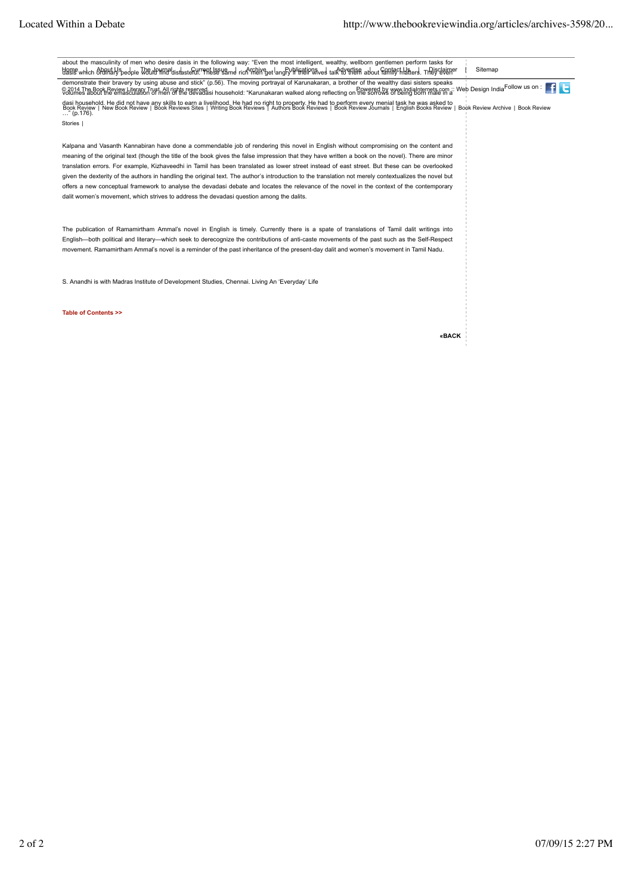about the masculinity of men who desire dasis in the following way: "Even the most intelligent, wealthy, wellborn gentlemen perform tasks for dasis which ordinary people would find distasteful. These same rich men get angry if their wives talk to them about family matters. They even demonstrate their bravery by using abuse and stick" (p.56). The moving portrayal of Karunakaran, a brother of the wealthy dasi sisters speaks volumes about the emasculation of men of the devadasi household: "Karunakaran walked along reflecting on the sorrows of being born male in a dasi household. He did not have any skills to earn a livelihood. He had no right to property. He had to perform every menial task he was asked to …" (p.176).

Kalpana and Vasanth Kannabiran have done a commendable job of rendering this novel in English without compromising on the content and meaning of the original text (though the title of the book gives the false impression that they have written a book on the novel). There are minor translation errors. For example, Kizhaveedhi in Tamil has been translated as lower street instead of east street. But these can be overlooked given the dexterity of the authors in handling the original text. The author's introduction to the translation not merely contextualizes the novel but offers a new conceptual framework to analyse the devadasi debate and locates the relevance of the novel in the context of the contemporary dalit women's movement, which strives to address the devadasi question among the dalits.

The publication of Ramamirtham Ammal's novel in English is timely. Currently there is a spate of translations of Tamil dalit writings into English—both political and literary—which seek to derecognize the contributions of anti-caste movements of the past such as the Self-Respect movement. Ramamirtham Ammal's novel is a reminder of the past inheritance of the present-day dalit and women's movement in Tamil Nadu.

S. Anandhi is with Madras Institute of Development Studies, Chennai. Living An 'Everyday' Life

**Table of Contents >>**

**«BACK**